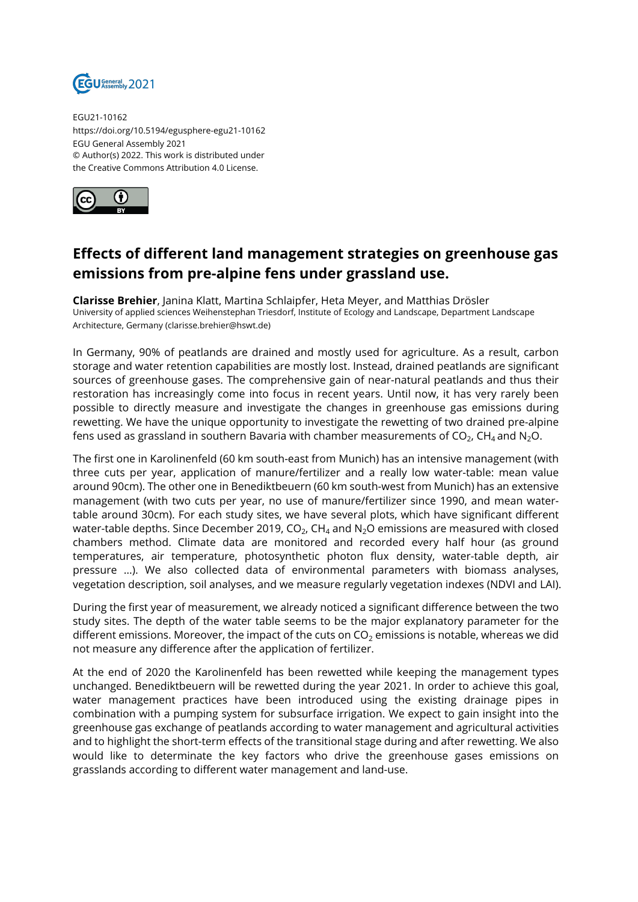EGU21-10162
https://doi.org/10.5194/egusphere-egu21-10162
EGU General Assembly 2021
© Author(s) 2022. This work is distributed under
the Creative Commons Attribution 4.0 License.

# Effects of different land management strategies on greenhouse gas emissions from pre-alpine fens under grassland use.

**Clarisse Brehier**, Janina Klatt, Martina Schlaipfer, Heta Meyer, and Matthias Drösler
University of applied sciences Weihenstephan Triesdorf, Institute of Ecology and Landscape, Department Landscape Architecture, Germany (clarisse.brehier@hswt.de)

In Germany, 90% of peatlands are drained and mostly used for agriculture. As a result, carbon storage and water retention capabilities are mostly lost. Instead, drained peatlands are significant sources of greenhouse gases. The comprehensive gain of near-natural peatlands and thus their restoration has increasingly come into focus in recent years. Until now, it has very rarely been possible to directly measure and investigate the changes in greenhouse gas emissions during rewetting. We have the unique opportunity to investigate the rewetting of two drained pre-alpine fens used as grassland in southern Bavaria with chamber measurements of $CO_2$, $CH_4$ and $N_2O$.

The first one in Karolinenfeld (60 km south-east from Munich) has an intensive management (with three cuts per year, application of manure/fertilizer and a really low water-table: mean value around 90cm). The other one in Benediktbeuern (60 km south-west from Munich) has an extensive management (with two cuts per year, no use of manure/fertilizer since 1990, and mean water-table around 30cm). For each study sites, we have several plots, which have significant different water-table depths. Since December 2019, $CO_2$, $CH_4$ and $N_2O$ emissions are measured with closed chambers method. Climate data are monitored and recorded every half hour (as ground temperatures, air temperature, photosynthetic photon flux density, water-table depth, air pressure ...). We also collected data of environmental parameters with biomass analyses, vegetation description, soil analyses, and we measure regularly vegetation indexes (NDVI and LAI).

During the first year of measurement, we already noticed a significant difference between the two study sites. The depth of the water table seems to be the major explanatory parameter for the different emissions. Moreover, the impact of the cuts on $CO_2$ emissions is notable, whereas we did not measure any difference after the application of fertilizer.

At the end of 2020 the Karolinenfeld has been rewetted while keeping the management types unchanged. Benediktbeuern will be rewetted during the year 2021. In order to achieve this goal, water management practices have been introduced using the existing drainage pipes in combination with a pumping system for subsurface irrigation. We expect to gain insight into the greenhouse gas exchange of peatlands according to water management and agricultural activities and to highlight the short-term effects of the transitional stage during and after rewetting. We also would like to determinate the key factors who drive the greenhouse gases emissions on grasslands according to different water management and land-use.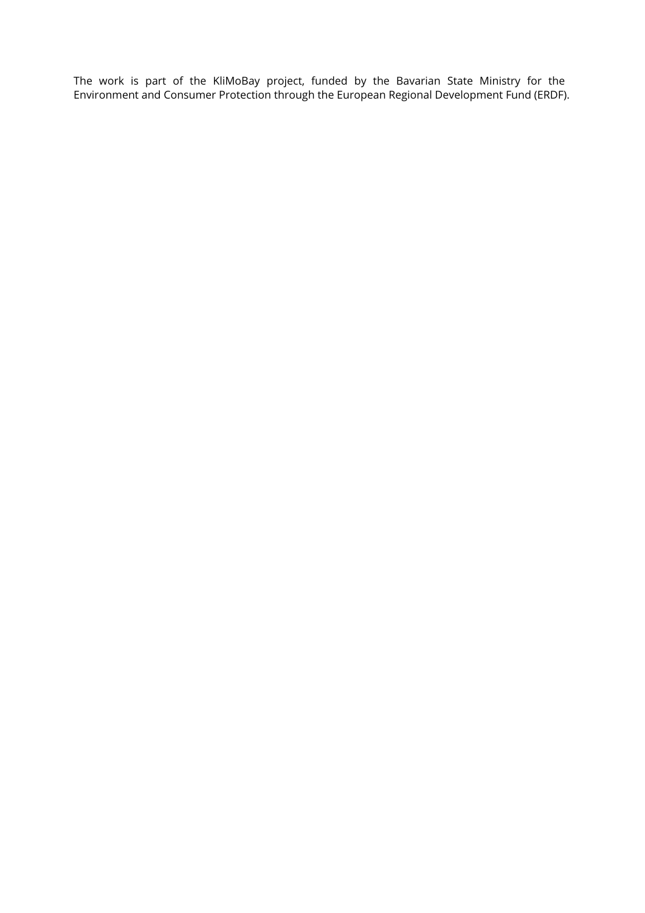The work is part of the KliMoBay project, funded by the Bavarian State Ministry for the Environment and Consumer Protection through the European Regional Development Fund (ERDF).